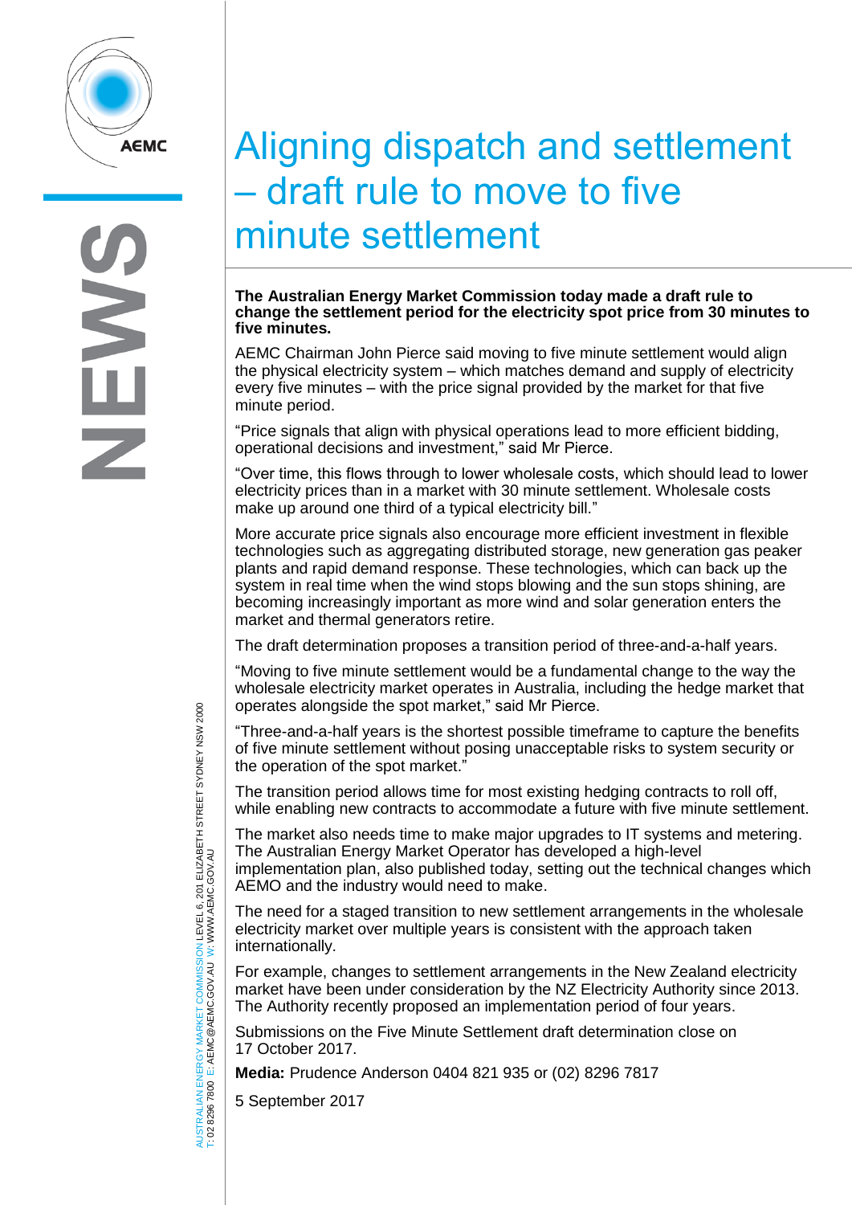# Aligning dispatch and settlement – draft rule to move to five minute settlement

**The Australian Energy Market Commission today made a draft rule to change the settlement period for the electricity spot price from 30 minutes to five minutes.**

AEMC Chairman John Pierce said moving to five minute settlement would align the physical electricity system – which matches demand and supply of electricity every five minutes – with the price signal provided by the market for that five minute period.

"Price signals that align with physical operations lead to more efficient bidding, operational decisions and investment," said Mr Pierce.

"Over time, this flows through to lower wholesale costs, which should lead to lower electricity prices than in a market with 30 minute settlement. Wholesale costs make up around one third of a typical electricity bill."

More accurate price signals also encourage more efficient investment in flexible technologies such as aggregating distributed storage, new generation gas peaker plants and rapid demand response. These technologies, which can back up the system in real time when the wind stops blowing and the sun stops shining, are becoming increasingly important as more wind and solar generation enters the market and thermal generators retire.

The draft determination proposes a transition period of three-and-a-half years.

"Moving to five minute settlement would be a fundamental change to the way the wholesale electricity market operates in Australia, including the hedge market that operates alongside the spot market," said Mr Pierce.

"Three-and-a-half years is the shortest possible timeframe to capture the benefits of five minute settlement without posing unacceptable risks to system security or the operation of the spot market."

The transition period allows time for most existing hedging contracts to roll off, while enabling new contracts to accommodate a future with five minute settlement.

The market also needs time to make major upgrades to IT systems and metering. The Australian Energy Market Operator has developed a high-level implementation plan, also published today, setting out the technical changes which AEMO and the industry would need to make.

The need for a staged transition to new settlement arrangements in the wholesale electricity market over multiple years is consistent with the approach taken internationally.

For example, changes to settlement arrangements in the New Zealand electricity market have been under consideration by the NZ Electricity Authority since 2013. The Authority recently proposed an implementation period of four years.

Submissions on the Five Minute Settlement draft determination close on 17 October 2017.

**Media:** Prudence Anderson 0404 821 935 or (02) 8296 7817

5 September 2017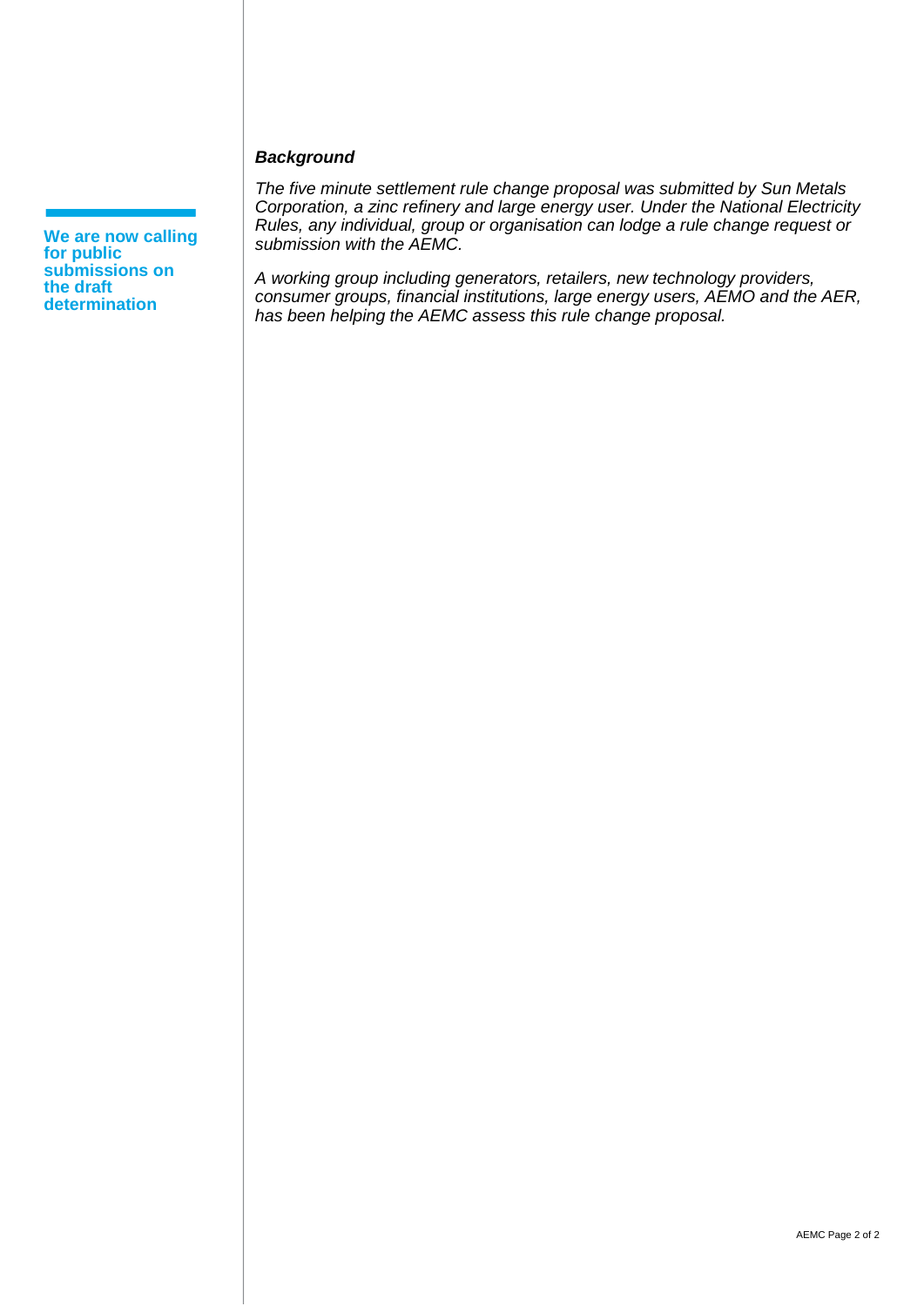**We are now calling for public submissions on the draft determination**

### *Background*

*The five minute settlement rule change proposal was submitted by Sun Metals Corporation, a zinc refinery and large energy user. Under the National Electricity Rules, any individual, group or organisation can lodge a rule change request or submission with the AEMC.*

*A working group including generators, retailers, new technology providers, consumer groups, financial institutions, large energy users, AEMO and the AER, has been helping the AEMC assess this rule change proposal.*